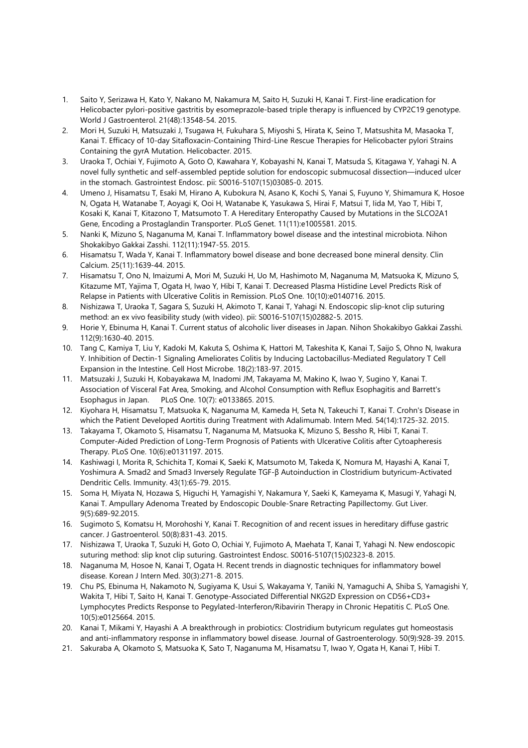1. Saito Y, Serizawa H, Kato Y, Nakano M, Nakamura M, Saito H, Suzuki H, Kanai T. First-line eradication for Helicobacter pylori-positive gastritis by esomeprazole-based triple therapy is influenced by CYP2C19 genotype. World J Gastroenterol. 21(48):13548-54. 2015.
2. Mori H, Suzuki H, Matsuzaki J, Tsugawa H, Fukuhara S, Miyoshi S, Hirata K, Seino T, Matsushita M, Masaoka T, Kanai T. Efficacy of 10-day Sitafloxacin-Containing Third-Line Rescue Therapies for Helicobacter pylori Strains Containing the gyrA Mutation. Helicobacter. 2015.
3. Uraoka T, Ochiai Y, Fujimoto A, Goto O, Kawahara Y, Kobayashi N, Kanai T, Matsuda S, Kitagawa Y, Yahagi N. A novel fully synthetic and self-assembled peptide solution for endoscopic submucosal dissection—induced ulcer in the stomach. Gastrointest Endosc. pii: S0016-5107(15)03085-0. 2015.
4. Umeno J, Hisamatsu T, Esaki M, Hirano A, Kubokura N, Asano K, Kochi S, Yanai S, Fuyuno Y, Shimamura K, Hosoe N, Ogata H, Watanabe T, Aoyagi K, Ooi H, Watanabe K, Yasukawa S, Hirai F, Matsui T, Iida M, Yao T, Hibi T, Kosaki K, Kanai T, Kitazono T, Matsumoto T. A Hereditary Enteropathy Caused by Mutations in the SLCO2A1 Gene, Encoding a Prostaglandin Transporter. PLoS Genet. 11(11):e1005581. 2015.
5. Nanki K, Mizuno S, Naganuma M, Kanai T. Inflammatory bowel disease and the intestinal microbiota. Nihon Shokakibyo Gakkai Zasshi. 112(11):1947-55. 2015.
6. Hisamatsu T, Wada Y, Kanai T. Inflammatory bowel disease and bone decreased bone mineral density. Clin Calcium. 25(11):1639-44. 2015.
7. Hisamatsu T, Ono N, Imaizumi A, Mori M, Suzuki H, Uo M, Hashimoto M, Naganuma M, Matsuoka K, Mizuno S, Kitazume MT, Yajima T, Ogata H, Iwao Y, Hibi T, Kanai T. Decreased Plasma Histidine Level Predicts Risk of Relapse in Patients with Ulcerative Colitis in Remission. PLoS One. 10(10):e0140716. 2015.
8. Nishizawa T, Uraoka T, Sagara S, Suzuki H, Akimoto T, Kanai T, Yahagi N. Endoscopic slip-knot clip suturing method: an ex vivo feasibility study (with video). pii: S0016-5107(15)02882-5. 2015.
9. Horie Y, Ebinuma H, Kanai T. Current status of alcoholic liver diseases in Japan. Nihon Shokakibyo Gakkai Zasshi. 112(9):1630-40. 2015.
10. Tang C, Kamiya T, Liu Y, Kadoki M, Kakuta S, Oshima K, Hattori M, Takeshita K, Kanai T, Saijo S, Ohno N, Iwakura Y. Inhibition of Dectin-1 Signaling Ameliorates Colitis by Inducing Lactobacillus-Mediated Regulatory T Cell Expansion in the Intestine. Cell Host Microbe. 18(2):183-97. 2015.
11. Matsuzaki J, Suzuki H, Kobayakawa M, Inadomi JM, Takayama M, Makino K, Iwao Y, Sugino Y, Kanai T. Association of Visceral Fat Area, Smoking, and Alcohol Consumption with Reflux Esophagitis and Barrett's Esophagus in Japan. PLoS One. 10(7): e0133865. 2015.
12. Kiyohara H, Hisamatsu T, Matsuoka K, Naganuma M, Kameda H, Seta N, Takeuchi T, Kanai T. Crohn's Disease in which the Patient Developed Aortitis during Treatment with Adalimumab. Intern Med. 54(14):1725-32. 2015.
13. Takayama T, Okamoto S, Hisamatsu T, Naganuma M, Matsuoka K, Mizuno S, Bessho R, Hibi T, Kanai T. Computer-Aided Prediction of Long-Term Prognosis of Patients with Ulcerative Colitis after Cytoapheresis Therapy. PLoS One. 10(6):e0131197. 2015.
14. Kashiwagi I, Morita R, Schichita T, Komai K, Saeki K, Matsumoto M, Takeda K, Nomura M, Hayashi A, Kanai T, Yoshimura A. Smad2 and Smad3 Inversely Regulate TGF-β Autoinduction in Clostridium butyricum-Activated Dendritic Cells. Immunity. 43(1):65-79. 2015.
15. Soma H, Miyata N, Hozawa S, Higuchi H, Yamagishi Y, Nakamura Y, Saeki K, Kameyama K, Masugi Y, Yahagi N, Kanai T. Ampullary Adenoma Treated by Endoscopic Double-Snare Retracting Papillectomy. Gut Liver. 9(5):689-92.2015.
16. Sugimoto S, Komatsu H, Morohoshi Y, Kanai T. Recognition of and recent issues in hereditary diffuse gastric cancer. J Gastroenterol. 50(8):831-43. 2015.
17. Nishizawa T, Uraoka T, Suzuki H, Goto O, Ochiai Y, Fujimoto A, Maehata T, Kanai T, Yahagi N. New endoscopic suturing method: slip knot clip suturing. Gastrointest Endosc. S0016-5107(15)02323-8. 2015.
18. Naganuma M, Hosoe N, Kanai T, Ogata H. Recent trends in diagnostic techniques for inflammatory bowel disease. Korean J Intern Med. 30(3):271-8. 2015.
19. Chu PS, Ebinuma H, Nakamoto N, Sugiyama K, Usui S, Wakayama Y, Taniki N, Yamaguchi A, Shiba S, Yamagishi Y, Wakita T, Hibi T, Saito H, Kanai T. Genotype-Associated Differential NKG2D Expression on CD56+CD3+ Lymphocytes Predicts Response to Pegylated-Interferon/Ribavirin Therapy in Chronic Hepatitis C. PLoS One. 10(5):e0125664. 2015.
20. Kanai T, Mikami Y, Hayashi A .A breakthrough in probiotics: Clostridium butyricum regulates gut homeostasis and anti-inflammatory response in inflammatory bowel disease. Journal of Gastroenterology. 50(9):928-39. 2015.
21. Sakuraba A, Okamoto S, Matsuoka K, Sato T, Naganuma M, Hisamatsu T, Iwao Y, Ogata H, Kanai T, Hibi T.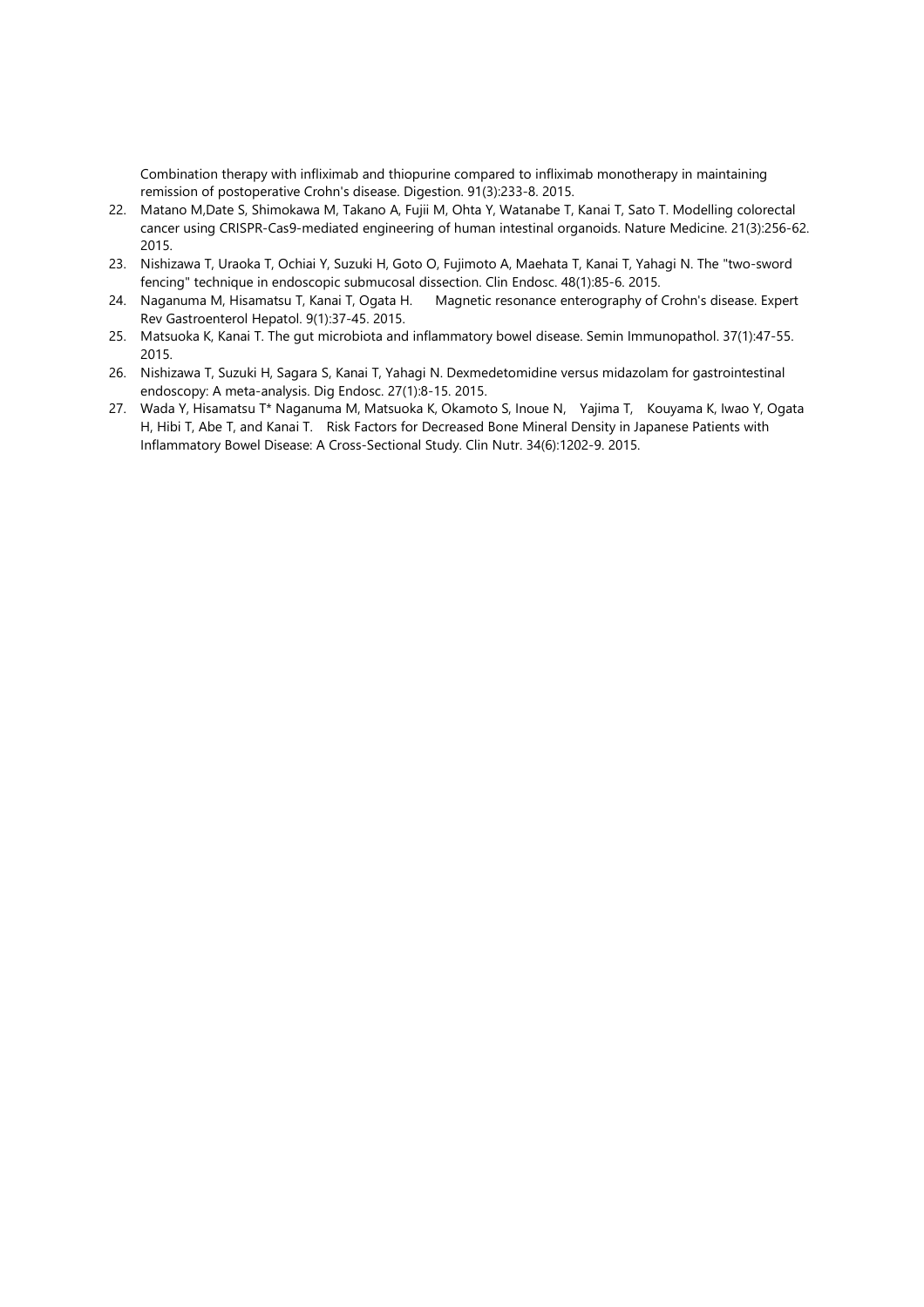Combination therapy with infliximab and thiopurine compared to infliximab monotherapy in maintaining remission of postoperative Crohn's disease. Digestion. 91(3):233-8. 2015.

22. Matano M,Date S, Shimokawa M, Takano A, Fujii M, Ohta Y, Watanabe T, Kanai T, Sato T. Modelling colorectal cancer using CRISPR-Cas9-mediated engineering of human intestinal organoids. Nature Medicine. 21(3):256-62. 2015.
23. Nishizawa T, Uraoka T, Ochiai Y, Suzuki H, Goto O, Fujimoto A, Maehata T, Kanai T, Yahagi N. The "two-sword fencing" technique in endoscopic submucosal dissection. Clin Endosc. 48(1):85-6. 2015.
24. Naganuma M, Hisamatsu T, Kanai T, Ogata H.　Magnetic resonance enterography of Crohn's disease. Expert Rev Gastroenterol Hepatol. 9(1):37-45. 2015.
25. Matsuoka K, Kanai T. The gut microbiota and inflammatory bowel disease. Semin Immunopathol. 37(1):47-55. 2015.
26. Nishizawa T, Suzuki H, Sagara S, Kanai T, Yahagi N. Dexmedetomidine versus midazolam for gastrointestinal endoscopy: A meta-analysis. Dig Endosc. 27(1):8-15. 2015.
27. Wada Y, Hisamatsu T* Naganuma M, Matsuoka K, Okamoto S, Inoue N,　Yajima T,　Kouyama K, Iwao Y, Ogata H, Hibi T, Abe T, and Kanai T.　Risk Factors for Decreased Bone Mineral Density in Japanese Patients with Inflammatory Bowel Disease: A Cross-Sectional Study. Clin Nutr. 34(6):1202-9. 2015.